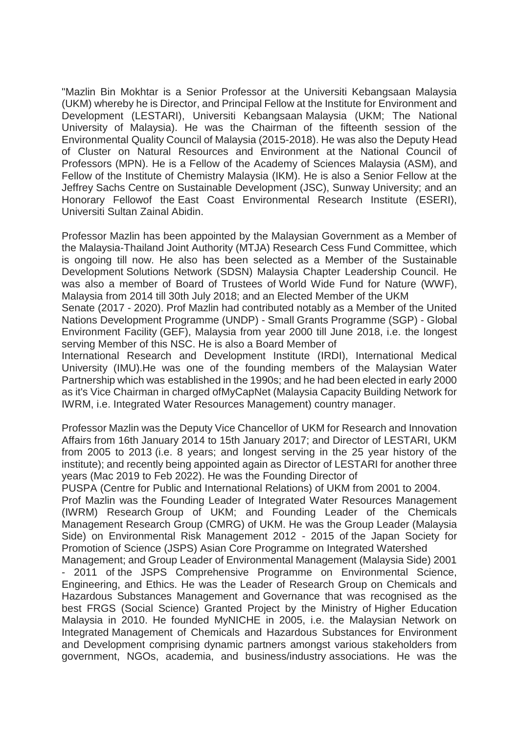"Mazlin Bin Mokhtar is a Senior Professor at the Universiti Kebangsaan Malaysia (UKM) whereby he is Director, and Principal Fellow at the Institute for Environment and Development (LESTARI), Universiti Kebangsaan Malaysia (UKM; The National University of Malaysia). He was the Chairman of the fifteenth session of the Environmental Quality Council of Malaysia (2015-2018). He was also the Deputy Head of Cluster on Natural Resources and Environment at the National Council of Professors (MPN). He is a Fellow of the Academy of Sciences Malaysia (ASM), and Fellow of the Institute of Chemistry Malaysia (IKM). He is also a Senior Fellow at the Jeffrey Sachs Centre on Sustainable Development (JSC), Sunway University; and an Honorary Fellowof the East Coast Environmental Research Institute (ESERI), Universiti Sultan Zainal Abidin.

Professor Mazlin has been appointed by the Malaysian Government as a Member of the Malaysia-Thailand Joint Authority (MTJA) Research Cess Fund Committee, which is ongoing till now. He also has been selected as a Member of the Sustainable Development Solutions Network (SDSN) Malaysia Chapter Leadership Council. He was also a member of Board of Trustees of World Wide Fund for Nature (WWF), Malaysia from 2014 till 30th July 2018; and an Elected Member of the UKM Senate (2017 - 2020). Prof Mazlin had contributed notably as a Member of the United Nations Development Programme (UNDP) - Small Grants Programme (SGP) - Global Environment Facility (GEF), Malaysia from year 2000 till June 2018, i.e. the longest serving Member of this NSC. He is also a Board Member of International Research and Development Institute (IRDI), International Medical University (IMU).He was one of the founding members of the Malaysian Water Partnership which was established in the 1990s; and he had been elected in early 2000 as it's Vice Chairman in charged ofMyCapNet (Malaysia Capacity Building Network for IWRM, i.e. Integrated Water Resources Management) country manager.

Professor Mazlin was the Deputy Vice Chancellor of UKM for Research and Innovation Affairs from 16th January 2014 to 15th January 2017; and Director of LESTARI, UKM from 2005 to 2013 (i.e. 8 years; and longest serving in the 25 year history of the institute); and recently being appointed again as Director of LESTARI for another three years (Mac 2019 to Feb 2022). He was the Founding Director of PUSPA (Centre for Public and International Relations) of UKM from 2001 to 2004. Prof Mazlin was the Founding Leader of Integrated Water Resources Management (IWRM) Research Group of UKM; and Founding Leader of the Chemicals Management Research Group (CMRG) of UKM. He was the Group Leader (Malaysia Side) on Environmental Risk Management 2012 - 2015 of the Japan Society for Promotion of Science (JSPS) Asian Core Programme on Integrated Watershed Management; and Group Leader of Environmental Management (Malaysia Side) 2001 - 2011 of the JSPS Comprehensive Programme on Environmental Science, Engineering, and Ethics. He was the Leader of Research Group on Chemicals and Hazardous Substances Management and Governance that was recognised as the best FRGS (Social Science) Granted Project by the Ministry of Higher Education Malaysia in 2010. He founded MyNICHE in 2005, i.e. the Malaysian Network on Integrated Management of Chemicals and Hazardous Substances for Environment and Development comprising dynamic partners amongst various stakeholders from government, NGOs, academia, and business/industry associations. He was the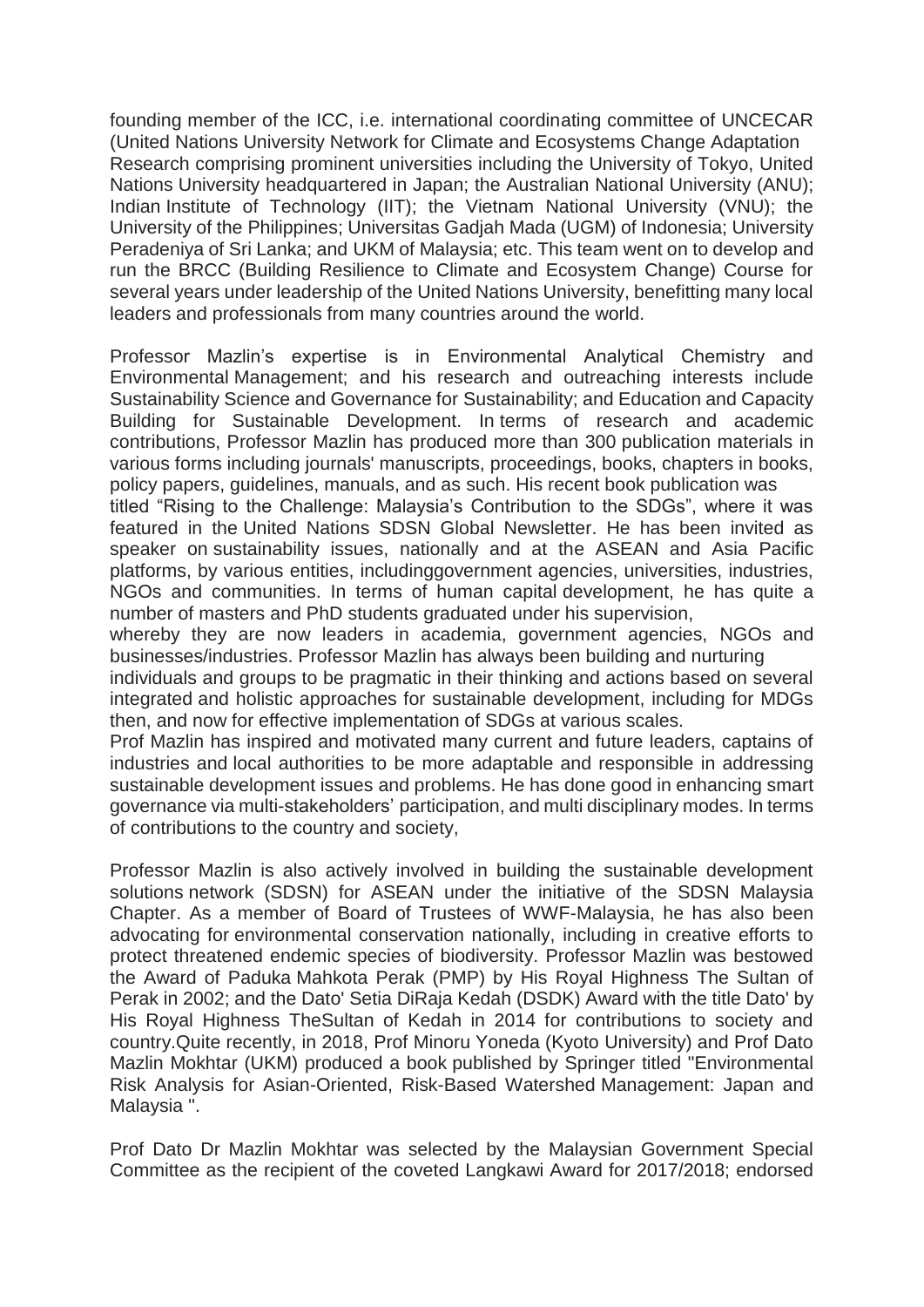founding member of the ICC, i.e. international coordinating committee of UNCECAR (United Nations University Network for Climate and Ecosystems Change Adaptation Research comprising prominent universities including the University of Tokyo, United Nations University headquartered in Japan; the Australian National University (ANU); Indian Institute of Technology (IIT); the Vietnam National University (VNU); the University of the Philippines; Universitas Gadjah Mada (UGM) of Indonesia; University Peradeniya of Sri Lanka; and UKM of Malaysia; etc. This team went on to develop and run the BRCC (Building Resilience to Climate and Ecosystem Change) Course for several years under leadership of the United Nations University, benefitting many local leaders and professionals from many countries around the world.

Professor Mazlin's expertise is in Environmental Analytical Chemistry and Environmental Management; and his research and outreaching interests include Sustainability Science and Governance for Sustainability; and Education and Capacity Building for Sustainable Development. In terms of research and academic contributions, Professor Mazlin has produced more than 300 publication materials in various forms including journals' manuscripts, proceedings, books, chapters in books, policy papers, guidelines, manuals, and as such. His recent book publication was titled "Rising to the Challenge: Malaysia's Contribution to the SDGs", where it was featured in the United Nations SDSN Global Newsletter. He has been invited as speaker on sustainability issues, nationally and at the ASEAN and Asia Pacific platforms, by various entities, includinggovernment agencies, universities, industries, NGOs and communities. In terms of human capital development, he has quite a number of masters and PhD students graduated under his supervision, whereby they are now leaders in academia, government agencies, NGOs and businesses/industries. Professor Mazlin has always been building and nurturing individuals and groups to be pragmatic in their thinking and actions based on several integrated and holistic approaches for sustainable development, including for MDGs then, and now for effective implementation of SDGs at various scales.

Prof Mazlin has inspired and motivated many current and future leaders, captains of industries and local authorities to be more adaptable and responsible in addressing sustainable development issues and problems. He has done good in enhancing smart governance via multi-stakeholders' participation, and multi disciplinary modes. In terms of contributions to the country and society,

Professor Mazlin is also actively involved in building the sustainable development solutions network (SDSN) for ASEAN under the initiative of the SDSN Malaysia Chapter. As a member of Board of Trustees of WWF-Malaysia, he has also been advocating for environmental conservation nationally, including in creative efforts to protect threatened endemic species of biodiversity. Professor Mazlin was bestowed the Award of Paduka Mahkota Perak (PMP) by His Royal Highness The Sultan of Perak in 2002; and the Dato' Setia DiRaja Kedah (DSDK) Award with the title Dato' by His Royal Highness TheSultan of Kedah in 2014 for contributions to society and country.Quite recently, in 2018, Prof Minoru Yoneda (Kyoto University) and Prof Dato Mazlin Mokhtar (UKM) produced a book published by Springer titled "Environmental Risk Analysis for Asian-Oriented, Risk-Based Watershed Management: Japan and Malaysia ".

Prof Dato Dr Mazlin Mokhtar was selected by the Malaysian Government Special Committee as the recipient of the coveted Langkawi Award for 2017/2018; endorsed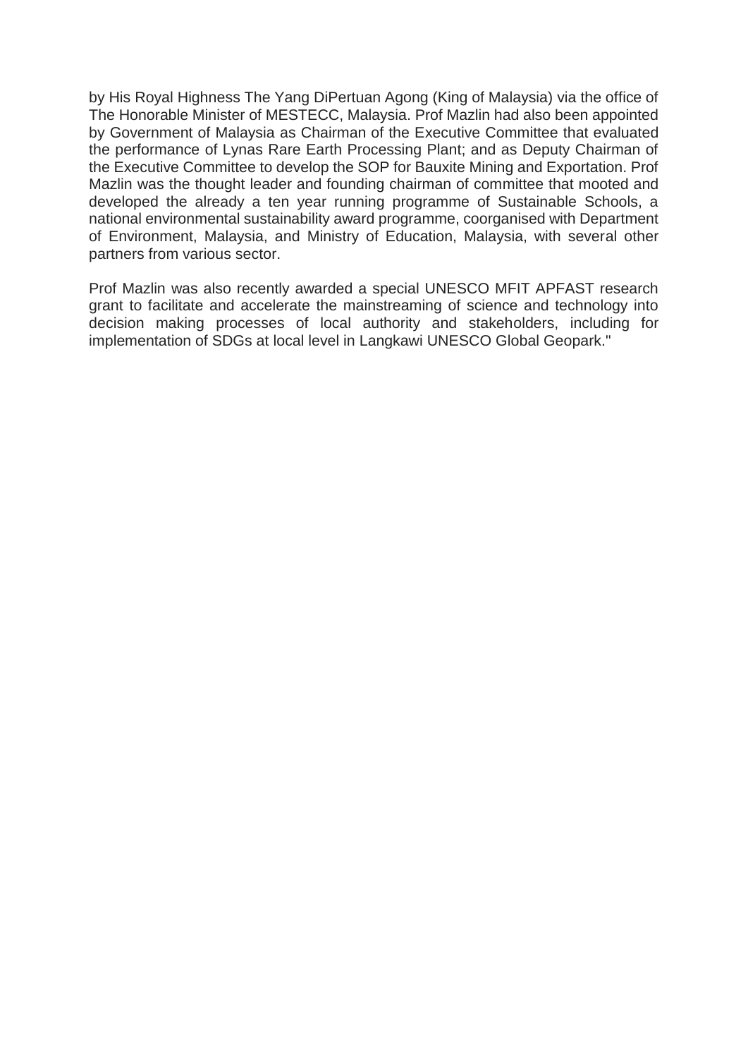by His Royal Highness The Yang DiPertuan Agong (King of Malaysia) via the office of The Honorable Minister of MESTECC, Malaysia. Prof Mazlin had also been appointed by Government of Malaysia as Chairman of the Executive Committee that evaluated the performance of Lynas Rare Earth Processing Plant; and as Deputy Chairman of the Executive Committee to develop the SOP for Bauxite Mining and Exportation. Prof Mazlin was the thought leader and founding chairman of committee that mooted and developed the already a ten year running programme of Sustainable Schools, a national environmental sustainability award programme, coorganised with Department of Environment, Malaysia, and Ministry of Education, Malaysia, with several other partners from various sector.

Prof Mazlin was also recently awarded a special UNESCO MFIT APFAST research grant to facilitate and accelerate the mainstreaming of science and technology into decision making processes of local authority and stakeholders, including for implementation of SDGs at local level in Langkawi UNESCO Global Geopark."